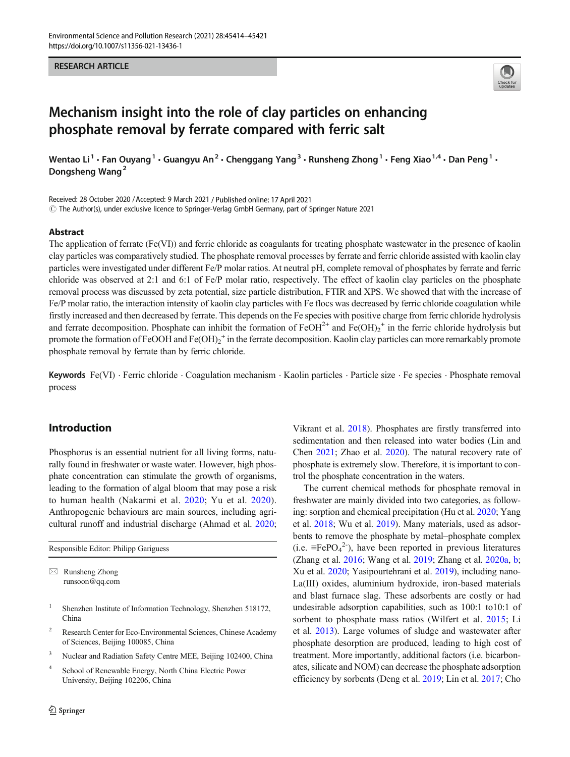RESEARCH ARTICLE

# Mechanism insight into the role of clay particles on enhancing phosphate removal by ferrate compared with ferric salt

Wentao Li[1] · Fan Ouyang[1] · Guangyu An[2] · Chenggang Yang[3] · Runsheng Zhong[1] · Feng Xiao[1,4] · Dan Peng[1] · Dongsheng Wang[2]

Received: 28 October 2020 / Accepted: 9 March 2021 / Published online: 17 April 2021
© The Author(s), under exclusive licence to Springer-Verlag GmbH Germany, part of Springer Nature 2021

## Abstract

The application of ferrate (Fe(VI)) and ferric chloride as coagulants for treating phosphate wastewater in the presence of kaolin clay particles was comparatively studied. The phosphate removal processes by ferrate and ferric chloride assisted with kaolin clay particles were investigated under different Fe/P molar ratios. At neutral pH, complete removal of phosphates by ferrate and ferric chloride was observed at 2:1 and 6:1 of Fe/P molar ratio, respectively. The effect of kaolin clay particles on the phosphate removal process was discussed by zeta potential, size particle distribution, FTIR and XPS. We showed that with the increase of Fe/P molar ratio, the interaction intensity of kaolin clay particles with Fe flocs was decreased by ferric chloride coagulation while firstly increased and then decreased by ferrate. This depends on the Fe species with positive charge from ferric chloride hydrolysis and ferrate decomposition. Phosphate can inhibit the formation of $FeOH^{2+}$ and $Fe(OH)_2^+$ in the ferric chloride hydrolysis but promote the formation of FeOOH and $Fe(OH)_2^+$ in the ferrate decomposition. Kaolin clay particles can more remarkably promote phosphate removal by ferrate than by ferric chloride.

**Keywords** Fe(VI) · Ferric chloride · Coagulation mechanism · Kaolin particles · Particle size · Fe species · Phosphate removal process

## Introduction

Phosphorus is an essential nutrient for all living forms, naturally found in freshwater or waste water. However, high phosphate concentration can stimulate the growth of organisms, leading to the formation of algal bloom that may pose a risk to human health (Nakarmi et al. 2020; Yu et al. 2020). Anthropogenic behaviours are main sources, including agricultural runoff and industrial discharge (Ahmad et al. 2020; Vikrant et al. 2018). Phosphates are firstly transferred into sedimentation and then released into water bodies (Lin and Chen 2021; Zhao et al. 2020). The natural recovery rate of phosphate is extremely slow. Therefore, it is important to control the phosphate concentration in the waters.

The current chemical methods for phosphate removal in freshwater are mainly divided into two categories, as following: sorption and chemical precipitation (Hu et al. 2020; Yang et al. 2018; Wu et al. 2019). Many materials, used as adsorbents to remove the phosphate by metal–phosphate complex (i.e. $\equiv FePO_4^{2-}$), have been reported in previous literatures (Zhang et al. 2016; Wang et al. 2019; Zhang et al. 2020a, b; Xu et al. 2020; Yasipourtehrani et al. 2019), including nano-La(III) oxides, aluminium hydroxide, iron-based materials and blast furnace slag. These adsorbents are costly or had undesirable adsorption capabilities, such as 100:1 to10:1 of sorbent to phosphate mass ratios (Wilfert et al. 2015; Li et al. 2013). Large volumes of sludge and wastewater after phosphate desorption are produced, leading to high cost of treatment. More importantly, additional factors (i.e. bicarbonates, silicate and NOM) can decrease the phosphate adsorption efficiency by sorbents (Deng et al. 2019; Lin et al. 2017; Cho

---

Responsible Editor: Philipp Gariguess

✉ Runsheng Zhong
runsoon@qq.com

[1] Shenzhen Institute of Information Technology, Shenzhen 518172, China

[2] Research Center for Eco-Environmental Sciences, Chinese Academy of Sciences, Beijing 100085, China

[3] Nuclear and Radiation Safety Centre MEE, Beijing 102400, China

[4] School of Renewable Energy, North China Electric Power University, Beijing 102206, China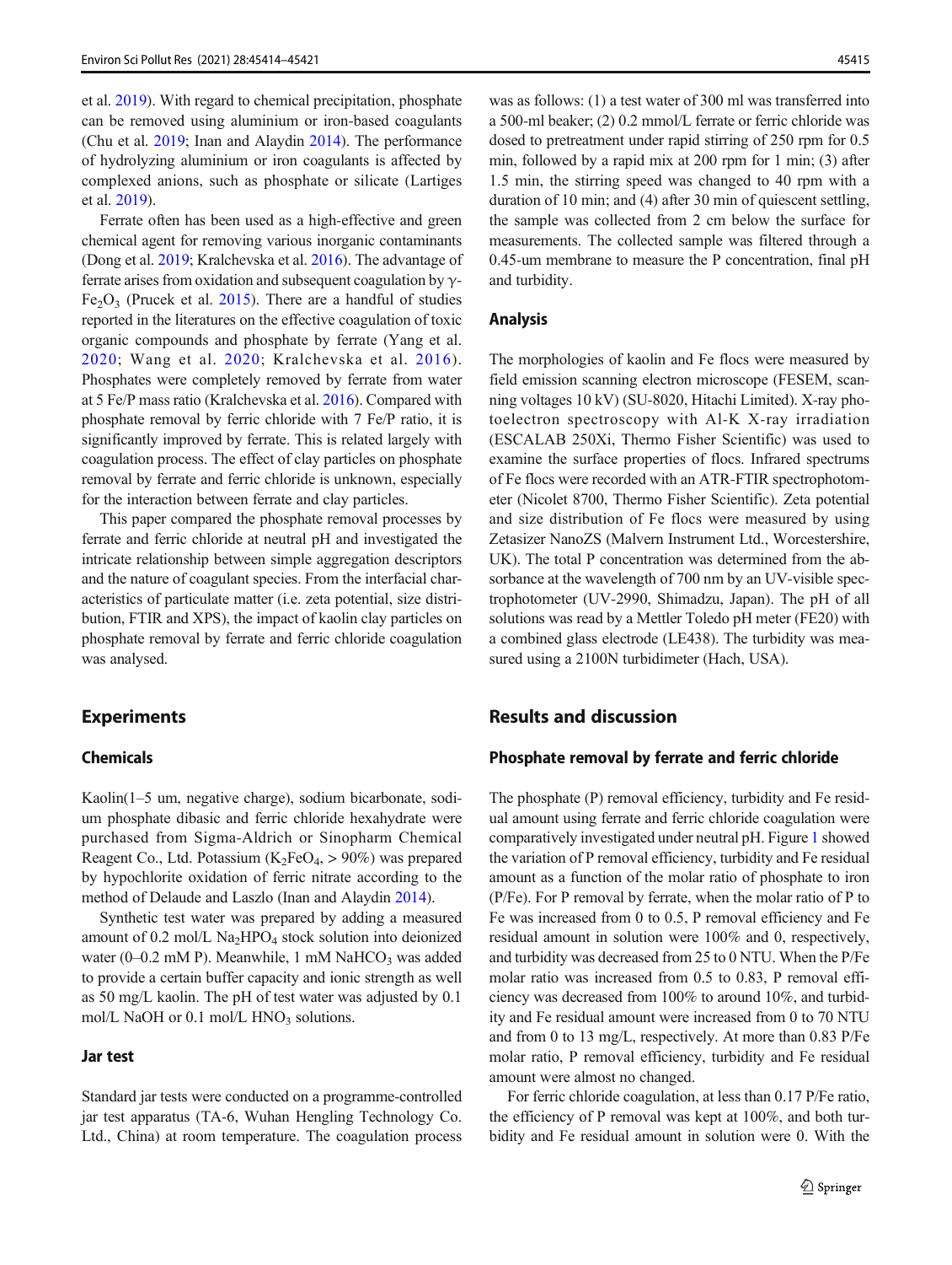et al. 2019). With regard to chemical precipitation, phosphate can be removed using aluminium or iron-based coagulants (Chu et al. 2019; Inan and Alaydin 2014). The performance of hydrolyzing aluminium or iron coagulants is affected by complexed anions, such as phosphate or silicate (Lartiges et al. 2019).

Ferrate often has been used as a high-effective and green chemical agent for removing various inorganic contaminants (Dong et al. 2019; Kralchevska et al. 2016). The advantage of ferrate arises from oxidation and subsequent coagulation by γ-$Fe_2O_3$ (Prucek et al. 2015). There are a handful of studies reported in the literatures on the effective coagulation of toxic organic compounds and phosphate by ferrate (Yang et al. 2020; Wang et al. 2020; Kralchevska et al. 2016). Phosphates were completely removed by ferrate from water at 5 Fe/P mass ratio (Kralchevska et al. 2016). Compared with phosphate removal by ferric chloride with 7 Fe/P ratio, it is significantly improved by ferrate. This is related largely with coagulation process. The effect of clay particles on phosphate removal by ferrate and ferric chloride is unknown, especially for the interaction between ferrate and clay particles.

This paper compared the phosphate removal processes by ferrate and ferric chloride at neutral pH and investigated the intricate relationship between simple aggregation descriptors and the nature of coagulant species. From the interfacial characteristics of particulate matter (i.e. zeta potential, size distribution, FTIR and XPS), the impact of kaolin clay particles on phosphate removal by ferrate and ferric chloride coagulation was analysed.

## Experiments

### Chemicals

Kaolin(1–5 um, negative charge), sodium bicarbonate, sodium phosphate dibasic and ferric chloride hexahydrate were purchased from Sigma-Aldrich or Sinopharm Chemical Reagent Co., Ltd. Potassium ($K_2FeO_4$, > 90%) was prepared by hypochlorite oxidation of ferric nitrate according to the method of Delaude and Laszlo (Inan and Alaydin 2014).

Synthetic test water was prepared by adding a measured amount of 0.2 mol/L $Na_2HPO_4$ stock solution into deionized water (0–0.2 mM P). Meanwhile, 1 mM $NaHCO_3$ was added to provide a certain buffer capacity and ionic strength as well as 50 mg/L kaolin. The pH of test water was adjusted by 0.1 mol/L NaOH or 0.1 mol/L $HNO_3$ solutions.

### Jar test

Standard jar tests were conducted on a programme-controlled jar test apparatus (TA-6, Wuhan Hengling Technology Co. Ltd., China) at room temperature. The coagulation process was as follows: (1) a test water of 300 ml was transferred into a 500-ml beaker; (2) 0.2 mmol/L ferrate or ferric chloride was dosed to pretreatment under rapid stirring of 250 rpm for 0.5 min, followed by a rapid mix at 200 rpm for 1 min; (3) after 1.5 min, the stirring speed was changed to 40 rpm with a duration of 10 min; and (4) after 30 min of quiescent settling, the sample was collected from 2 cm below the surface for measurements. The collected sample was filtered through a 0.45-um membrane to measure the P concentration, final pH and turbidity.

### Analysis

The morphologies of kaolin and Fe flocs were measured by field emission scanning electron microscope (FESEM, scanning voltages 10 kV) (SU-8020, Hitachi Limited). X-ray photoelectron spectroscopy with Al-K X-ray irradiation (ESCALAB 250Xi, Thermo Fisher Scientific) was used to examine the surface properties of flocs. Infrared spectrums of Fe flocs were recorded with an ATR-FTIR spectrophotometer (Nicolet 8700, Thermo Fisher Scientific). Zeta potential and size distribution of Fe flocs were measured by using Zetasizer NanoZS (Malvern Instrument Ltd., Worcestershire, UK). The total P concentration was determined from the absorbance at the wavelength of 700 nm by an UV-visible spectrophotometer (UV-2990, Shimadzu, Japan). The pH of all solutions was read by a Mettler Toledo pH meter (FE20) with a combined glass electrode (LE438). The turbidity was measured using a 2100N turbidimeter (Hach, USA).

## Results and discussion

### Phosphate removal by ferrate and ferric chloride

The phosphate (P) removal efficiency, turbidity and Fe residual amount using ferrate and ferric chloride coagulation were comparatively investigated under neutral pH. Figure 1 showed the variation of P removal efficiency, turbidity and Fe residual amount as a function of the molar ratio of phosphate to iron (P/Fe). For P removal by ferrate, when the molar ratio of P to Fe was increased from 0 to 0.5, P removal efficiency and Fe residual amount in solution were 100% and 0, respectively, and turbidity was decreased from 25 to 0 NTU. When the P/Fe molar ratio was increased from 0.5 to 0.83, P removal efficiency was decreased from 100% to around 10%, and turbidity and Fe residual amount were increased from 0 to 70 NTU and from 0 to 13 mg/L, respectively. At more than 0.83 P/Fe molar ratio, P removal efficiency, turbidity and Fe residual amount were almost no changed.

For ferric chloride coagulation, at less than 0.17 P/Fe ratio, the efficiency of P removal was kept at 100%, and both turbidity and Fe residual amount in solution were 0. With the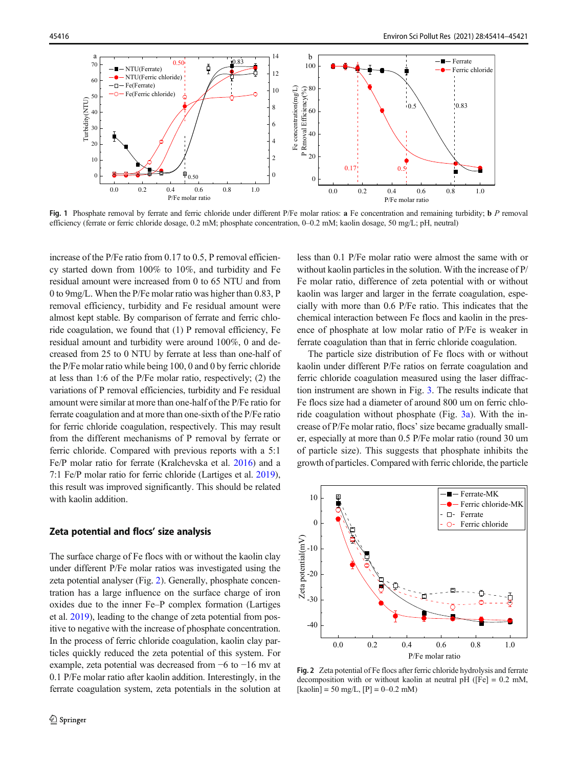increase of the P/Fe ratio from 0.17 to 0.5, P removal efficiency started down from 100% to 10%, and turbidity and Fe residual amount were increased from 0 to 65 NTU and from 0 to 9mg/L. When the P/Fe molar ratio was higher than 0.83, P removal efficiency, turbidity and Fe residual amount were almost kept stable. By comparison of ferrate and ferric chloride coagulation, we found that (1) P removal efficiency, Fe residual amount and turbidity were around 100%, 0 and decreased from 25 to 0 NTU by ferrate at less than one-half of the P/Fe molar ratio while being 100, 0 and 0 by ferric chloride at less than 1:6 of the P/Fe molar ratio, respectively; (2) the variations of P removal efficiencies, turbidity and Fe residual amount were similar at more than one-half of the P/Fe ratio for ferrate coagulation and at more than one-sixth of the P/Fe ratio for ferric chloride coagulation, respectively. This may result from the different mechanisms of P removal by ferrate or ferric chloride. Compared with previous reports with a 5:1 Fe/P molar ratio for ferrate (Kralchevska et al. 2016) and a 7:1 Fe/P molar ratio for ferric chloride (Lartiges et al. 2019), this result was improved significantly. This should be related with kaolin addition.

Fig. 1 Phosphate removal by ferrate and ferric chloride under different P/Fe molar ratios: **a** Fe concentration and remaining turbidity; **b** *P* removal efficiency (ferrate or ferric chloride dosage, 0.2 mM; phosphate concentration, 0–0.2 mM; kaolin dosage, 50 mg/L; pH, neutral)

## Zeta potential and flocs' size analysis

The surface charge of Fe flocs with or without the kaolin clay under different P/Fe molar ratios was investigated using the zeta potential analyser (Fig. 2). Generally, phosphate concentration has a large influence on the surface charge of iron oxides due to the inner Fe–P complex formation (Lartiges et al. 2019), leading to the change of zeta potential from positive to negative with the increase of phosphate concentration. In the process of ferric chloride coagulation, kaolin clay particles quickly reduced the zeta potential of this system. For example, zeta potential was decreased from −6 to −16 mv at 0.1 P/Fe molar ratio after kaolin addition. Interestingly, in the ferrate coagulation system, zeta potentials in the solution at less than 0.1 P/Fe molar ratio were almost the same with or without kaolin particles in the solution. With the increase of P/Fe molar ratio, difference of zeta potential with or without kaolin was larger and larger in the ferrate coagulation, especially with more than 0.6 P/Fe ratio. This indicates that the chemical interaction between Fe flocs and kaolin in the presence of phosphate at low molar ratio of P/Fe is weaker in ferrate coagulation than that in ferric chloride coagulation.

The particle size distribution of Fe flocs with or without kaolin under different P/Fe ratios on ferrate coagulation and ferric chloride coagulation measured using the laser diffraction instrument are shown in Fig. 3. The results indicate that Fe flocs size had a diameter of around 800 um on ferric chloride coagulation without phosphate (Fig. 3a). With the increase of P/Fe molar ratio, flocs' size became gradually smaller, especially at more than 0.5 P/Fe molar ratio (round 30 um of particle size). This suggests that phosphate inhibits the growth of particles. Compared with ferric chloride, the particle

Fig. 2 Zeta potential of Fe flocs after ferric chloride hydrolysis and ferrate decomposition with or without kaolin at neutral pH ([Fe] = 0.2 mM, [kaolin] = 50 mg/L, [P] = 0–0.2 mM)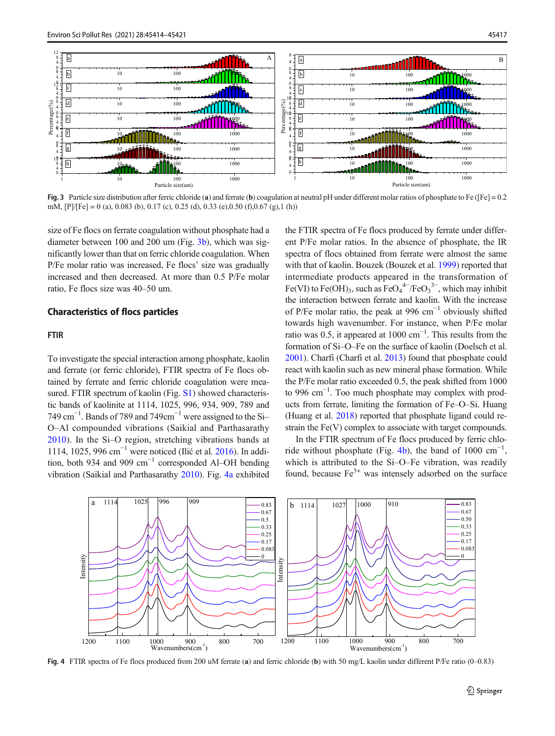Fig. 3 Particle size distribution after ferric chloride (**a**) and ferrate (**b**) coagulation at neutral pH under different molar ratios of phosphate to Fe ([Fe] = 0.2 mM, [P]/[Fe] = 0 (a), 0.083 (b), 0.17 (c), 0.25 (d), 0.33 (e),0.50 (f),0.67 (g),1 (h))

size of Fe flocs on ferrate coagulation without phosphate had a diameter between 100 and 200 um (Fig. 3b), which was significantly lower than that on ferric chloride coagulation. When P/Fe molar ratio was increased, Fe flocs' size was gradually increased and then decreased. At more than 0.5 P/Fe molar ratio, Fe flocs size was 40–50 um.

## Characteristics of flocs particles

### FTIR

To investigate the special interaction among phosphate, kaolin and ferrate (or ferric chloride), FTIR spectra of Fe flocs obtained by ferrate and ferric chloride coagulation were measured. FTIR spectrum of kaolin (Fig. S1) showed characteristic bands of kaolinite at 1114, 1025, 996, 934, 909, 789 and 749 $cm^{-1}$. Bands of 789 and 749$cm^{-1}$ were assigned to the Si–O–Al compounded vibrations (Saikial and Parthasarathy 2010). In the Si–O region, stretching vibrations bands at 1114, 1025, 996 $cm^{-1}$ were noticed (Ilić et al. 2016). In addition, both 934 and 909 $cm^{-1}$ corresponded Al–OH bending vibration (Saikial and Parthasarathy 2010). Fig. 4a exhibited the FTIR spectra of Fe flocs produced by ferrate under different P/Fe molar ratios. In the absence of phosphate, the IR spectra of flocs obtained from ferrate were almost the same with that of kaolin. Bouzek (Bouzek et al. 1999) reported that intermediate products appeared in the transformation of Fe(VI) to $Fe(OH)_3$, such as $FeO_4^{4-}/FeO_3^{3-}$, which may inhibit the interaction between ferrate and kaolin. With the increase of P/Fe molar ratio, the peak at 996 $cm^{-1}$ obviously shifted towards high wavenumber. For instance, when P/Fe molar ratio was 0.5, it appeared at 1000 $cm^{-1}$. This results from the formation of Si–O–Fe on the surface of kaolin (Doelsch et al. 2001). Charfi (Charfi et al. 2013) found that phosphate could react with kaolin such as new mineral phase formation. While the P/Fe molar ratio exceeded 0.5, the peak shifted from 1000 to 996 $cm^{-1}$. Too much phosphate may complex with products from ferrate, limiting the formation of Fe–O–Si. Huang (Huang et al. 2018) reported that phosphate ligand could restrain the Fe(V) complex to associate with target compounds.

In the FTIR spectrum of Fe flocs produced by ferric chloride without phosphate (Fig. 4b), the band of 1000 $cm^{-1}$, which is attributed to the Si–O–Fe vibration, was readily found, because $Fe^{3+}$ was intensely adsorbed on the surface

Fig. 4 FTIR spectra of Fe flocs produced from 200 uM ferrate (**a**) and ferric chloride (**b**) with 50 mg/L kaolin under different P/Fe ratio (0–0.83)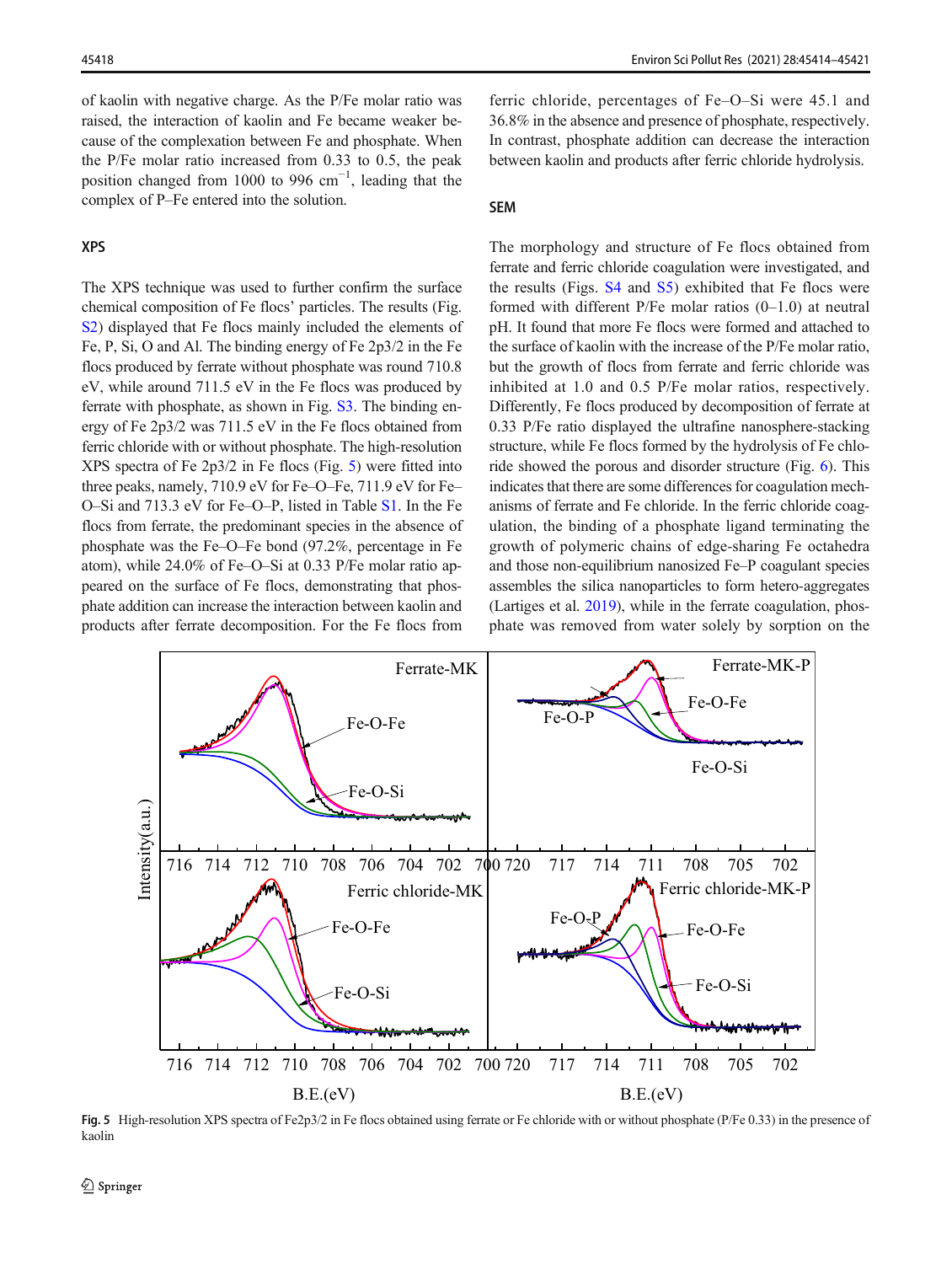of kaolin with negative charge. As the P/Fe molar ratio was raised, the interaction of kaolin and Fe became weaker because of the complexation between Fe and phosphate. When the P/Fe molar ratio increased from 0.33 to 0.5, the peak position changed from 1000 to 996 $cm^{-1}$, leading that the complex of P–Fe entered into the solution.

### XPS

The XPS technique was used to further confirm the surface chemical composition of Fe flocs' particles. The results (Fig. S2) displayed that Fe flocs mainly included the elements of Fe, P, Si, O and Al. The binding energy of Fe 2p3/2 in the Fe flocs produced by ferrate without phosphate was round 710.8 eV, while around 711.5 eV in the Fe flocs was produced by ferrate with phosphate, as shown in Fig. S3. The binding energy of Fe 2p3/2 was 711.5 eV in the Fe flocs obtained from ferric chloride with or without phosphate. The high-resolution XPS spectra of Fe 2p3/2 in Fe flocs (Fig. 5) were fitted into three peaks, namely, 710.9 eV for Fe–O–Fe, 711.9 eV for Fe–O–Si and 713.3 eV for Fe–O–P, listed in Table S1. In the Fe flocs from ferrate, the predominant species in the absence of phosphate was the Fe–O–Fe bond (97.2%, percentage in Fe atom), while 24.0% of Fe–O–Si at 0.33 P/Fe molar ratio appeared on the surface of Fe flocs, demonstrating that phosphate addition can increase the interaction between kaolin and products after ferrate decomposition. For the Fe flocs from ferric chloride, percentages of Fe–O–Si were 45.1 and 36.8% in the absence and presence of phosphate, respectively. In contrast, phosphate addition can decrease the interaction between kaolin and products after ferric chloride hydrolysis.

### SEM

The morphology and structure of Fe flocs obtained from ferrate and ferric chloride coagulation were investigated, and the results (Figs. S4 and S5) exhibited that Fe flocs were formed with different P/Fe molar ratios (0–1.0) at neutral pH. It found that more Fe flocs were formed and attached to the surface of kaolin with the increase of the P/Fe molar ratio, but the growth of flocs from ferrate and ferric chloride was inhibited at 1.0 and 0.5 P/Fe molar ratios, respectively. Differently, Fe flocs produced by decomposition of ferrate at 0.33 P/Fe ratio displayed the ultrafine nanosphere-stacking structure, while Fe flocs formed by the hydrolysis of Fe chloride showed the porous and disorder structure (Fig. 6). This indicates that there are some differences for coagulation mechanisms of ferrate and Fe chloride. In the ferric chloride coagulation, the binding of a phosphate ligand terminating the growth of polymeric chains of edge-sharing Fe octahedra and those non-equilibrium nanosized Fe–P coagulant species assembles the silica nanoparticles to form hetero-aggregates (Lartiges et al. 2019), while in the ferrate coagulation, phosphate was removed from water solely by sorption on the

Fig. 5 High-resolution XPS spectra of Fe2p3/2 in Fe flocs obtained using ferrate or Fe chloride with or without phosphate (P/Fe 0.33) in the presence of kaolin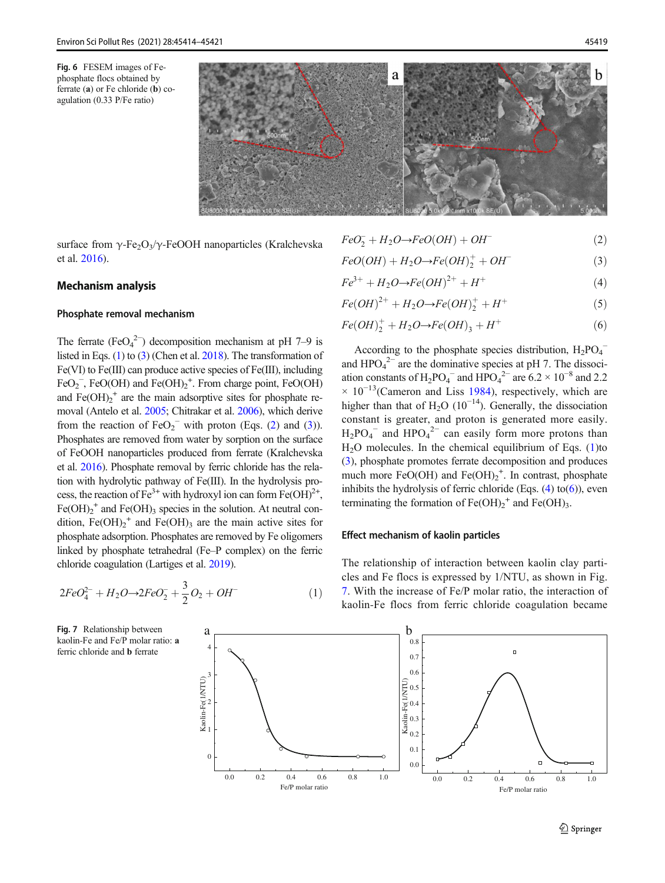Fig. 6 FESEM images of Fe-phosphate flocs obtained by ferrate (**a**) or Fe chloride (**b**) coagulation (0.33 P/Fe ratio)

surface from γ-$Fe_2O_3$/γ-FeOOH nanoparticles (Kralchevska et al. 2016).

## Mechanism analysis

### Phosphate removal mechanism

The ferrate ($FeO_4^{2-}$) decomposition mechanism at pH 7–9 is listed in Eqs. (1) to (3) (Chen et al. 2018). The transformation of Fe(VI) to Fe(III) can produce active species of Fe(III), including $FeO_2^-$, FeO(OH) and $Fe(OH)_2^+$. From charge point, FeO(OH) and $Fe(OH)_2^+$ are the main adsorptive sites for phosphate removal (Antelo et al. 2005; Chitrakar et al. 2006), which derive from the reaction of $FeO_2^-$ with proton (Eqs. (2) and (3)). Phosphates are removed from water by sorption on the surface of FeOOH nanoparticles produced from ferrate (Kralchevska et al. 2016). Phosphate removal by ferric chloride has the relation with hydrolytic pathway of Fe(III). In the hydrolysis process, the reaction of $Fe^{3+}$ with hydroxyl ion can form $Fe(OH)^{2+}$, $Fe(OH)_2^+$ and $Fe(OH)_3$ species in the solution. At neutral condition, $Fe(OH)_2^+$ and $Fe(OH)_3$ are the main active sites for phosphate adsorption. Phosphates are removed by Fe oligomers linked by phosphate tetrahedral (Fe–P complex) on the ferric chloride coagulation (Lartiges et al. 2019).

$$2FeO_4^{2-} + H_2O \rightarrow 2FeO_2^- + \frac{3}{2}O_2 + OH^- \quad (1)$$

$$FeO_2^- + H_2O \rightarrow FeO(OH) + OH^- \quad (2)$$

$$FeO(OH) + H_2O \rightarrow Fe(OH)_2^+ + OH^- \quad (3)$$

$$Fe^{3+} + H_2O \rightarrow Fe(OH)^{2+} + H^+ \quad (4)$$

$$Fe(OH)^{2+} + H_2O \rightarrow Fe(OH)_2^+ + H^+ \quad (5)$$

$$Fe(OH)_2^+ + H_2O \rightarrow Fe(OH)_3 + H^+ \quad (6)$$

According to the phosphate species distribution, $H_2PO_4^-$ and $HPO_4^{2-}$ are the dominative species at pH 7. The dissociation constants of $H_2PO_4^-$ and $HPO_4^{2-}$ are $6.2 \times 10^{-8}$ and $2.2 \times 10^{-13}$(Cameron and Liss 1984), respectively, which are higher than that of $H_2O$ ($10^{-14}$). Generally, the dissociation constant is greater, and proton is generated more easily. $H_2PO_4^-$ and $HPO_4^{2-}$ can easily form more protons than $H_2O$ molecules. In the chemical equilibrium of Eqs. (1)to (3), phosphate promotes ferrate decomposition and produces much more FeO(OH) and $Fe(OH)_2^+$. In contrast, phosphate inhibits the hydrolysis of ferric chloride (Eqs. (4) to(6)), even terminating the formation of $Fe(OH)_2^+$ and $Fe(OH)_3$.

### Effect mechanism of kaolin particles

The relationship of interaction between kaolin clay particles and Fe flocs is expressed by 1/NTU, as shown in Fig. 7. With the increase of Fe/P molar ratio, the interaction of kaolin-Fe flocs from ferric chloride coagulation became

Fig. 7 Relationship between kaolin-Fe and Fe/P molar ratio: **a** ferric chloride and **b** ferrate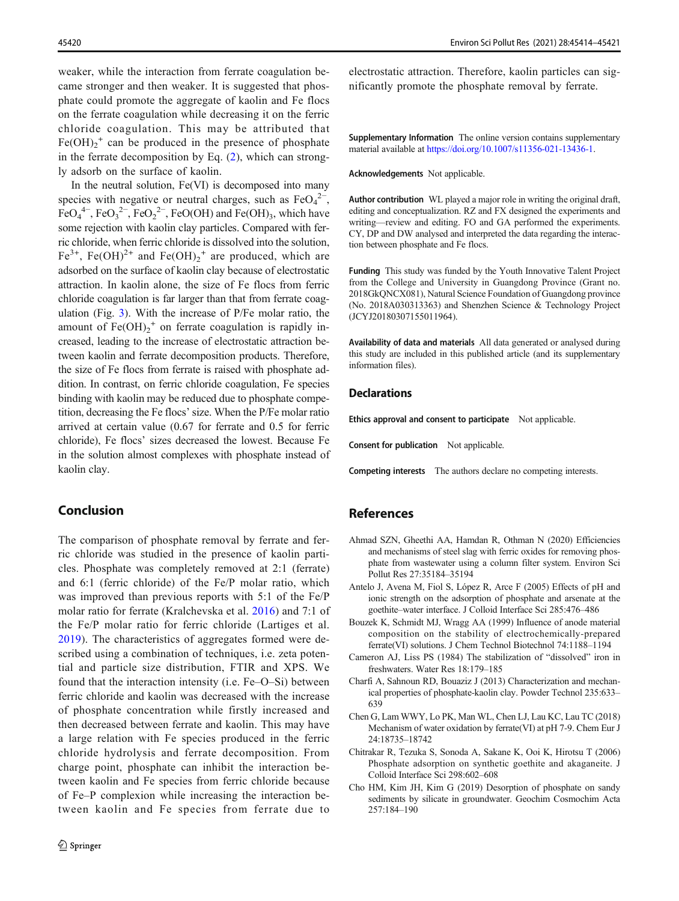weaker, while the interaction from ferrate coagulation became stronger and then weaker. It is suggested that phosphate could promote the aggregate of kaolin and Fe flocs on the ferrate coagulation while decreasing it on the ferric chloride coagulation. This may be attributed that $Fe(OH)_2^+$ can be produced in the presence of phosphate in the ferrate decomposition by Eq. (2), which can strongly adsorb on the surface of kaolin.

In the neutral solution, Fe(VI) is decomposed into many species with negative or neutral charges, such as $FeO_4^{2-}$, $FeO_4^{4-}$, $FeO_3^{2-}$, $FeO_2^{2-}$, FeO(OH) and $Fe(OH)_3$, which have some rejection with kaolin clay particles. Compared with ferric chloride, when ferric chloride is dissolved into the solution, $Fe^{3+}$, $Fe(OH)^{2+}$ and $Fe(OH)_2^+$ are produced, which are adsorbed on the surface of kaolin clay because of electrostatic attraction. In kaolin alone, the size of Fe flocs from ferric chloride coagulation is far larger than that from ferrate coagulation (Fig. 3). With the increase of P/Fe molar ratio, the amount of $Fe(OH)_2^+$ on ferrate coagulation is rapidly increased, leading to the increase of electrostatic attraction between kaolin and ferrate decomposition products. Therefore, the size of Fe flocs from ferrate is raised with phosphate addition. In contrast, on ferric chloride coagulation, Fe species binding with kaolin may be reduced due to phosphate competition, decreasing the Fe flocs' size. When the P/Fe molar ratio arrived at certain value (0.67 for ferrate and 0.5 for ferric chloride), Fe flocs' sizes decreased the lowest. Because Fe in the solution almost complexes with phosphate instead of kaolin clay.

## Conclusion

The comparison of phosphate removal by ferrate and ferric chloride was studied in the presence of kaolin particles. Phosphate was completely removed at 2:1 (ferrate) and 6:1 (ferric chloride) of the Fe/P molar ratio, which was improved than previous reports with 5:1 of the Fe/P molar ratio for ferrate (Kralchevska et al. 2016) and 7:1 of the Fe/P molar ratio for ferric chloride (Lartiges et al. 2019). The characteristics of aggregates formed were described using a combination of techniques, i.e. zeta potential and particle size distribution, FTIR and XPS. We found that the interaction intensity (i.e. Fe–O–Si) between ferric chloride and kaolin was decreased with the increase of phosphate concentration while firstly increased and then decreased between ferrate and kaolin. This may have a large relation with Fe species produced in the ferric chloride hydrolysis and ferrate decomposition. From charge point, phosphate can inhibit the interaction between kaolin and Fe species from ferric chloride because of Fe–P complexion while increasing the interaction between kaolin and Fe species from ferrate due to electrostatic attraction. Therefore, kaolin particles can significantly promote the phosphate removal by ferrate.

**Supplementary Information** The online version contains supplementary material available at https://doi.org/10.1007/s11356-021-13436-1.

**Acknowledgements** Not applicable.

**Author contribution** WL played a major role in writing the original draft, editing and conceptualization. RZ and FX designed the experiments and writing—review and editing. FO and GA performed the experiments. CY, DP and DW analysed and interpreted the data regarding the interaction between phosphate and Fe flocs.

**Funding** This study was funded by the Youth Innovative Talent Project from the College and University in Guangdong Province (Grant no. 2018GkQNCX081), Natural Science Foundation of Guangdong province (No. 2018A030313363) and Shenzhen Science & Technology Project (JCYJ20180307155011964).

**Availability of data and materials** All data generated or analysed during this study are included in this published article (and its supplementary information files).

## Declarations

**Ethics approval and consent to participate** Not applicable.

**Consent for publication** Not applicable.

**Competing interests** The authors declare no competing interests.

## References

Ahmad SZN, Gheethi AA, Hamdan R, Othman N (2020) Efficiencies and mechanisms of steel slag with ferric oxides for removing phosphate from wastewater using a column filter system. Environ Sci Pollut Res 27:35184–35194

Antelo J, Avena M, Fiol S, López R, Arce F (2005) Effects of pH and ionic strength on the adsorption of phosphate and arsenate at the goethite–water interface. J Colloid Interface Sci 285:476–486

Bouzek K, Schmidt MJ, Wragg AA (1999) Influence of anode material composition on the stability of electrochemically-prepared ferrate(VI) solutions. J Chem Technol Biotechnol 74:1188–1194

Cameron AJ, Liss PS (1984) The stabilization of "dissolved" iron in freshwaters. Water Res 18:179–185

Charfi A, Sahnoun RD, Bouaziz J (2013) Characterization and mechanical properties of phosphate-kaolin clay. Powder Technol 235:633–639

Chen G, Lam WWY, Lo PK, Man WL, Chen LJ, Lau KC, Lau TC (2018) Mechanism of water oxidation by ferrate(VI) at pH 7-9. Chem Eur J 24:18735–18742

Chitrakar R, Tezuka S, Sonoda A, Sakane K, Ooi K, Hirotsu T (2006) Phosphate adsorption on synthetic goethite and akaganeite. J Colloid Interface Sci 298:602–608

Cho HM, Kim JH, Kim G (2019) Desorption of phosphate on sandy sediments by silicate in groundwater. Geochim Cosmochim Acta 257:184–190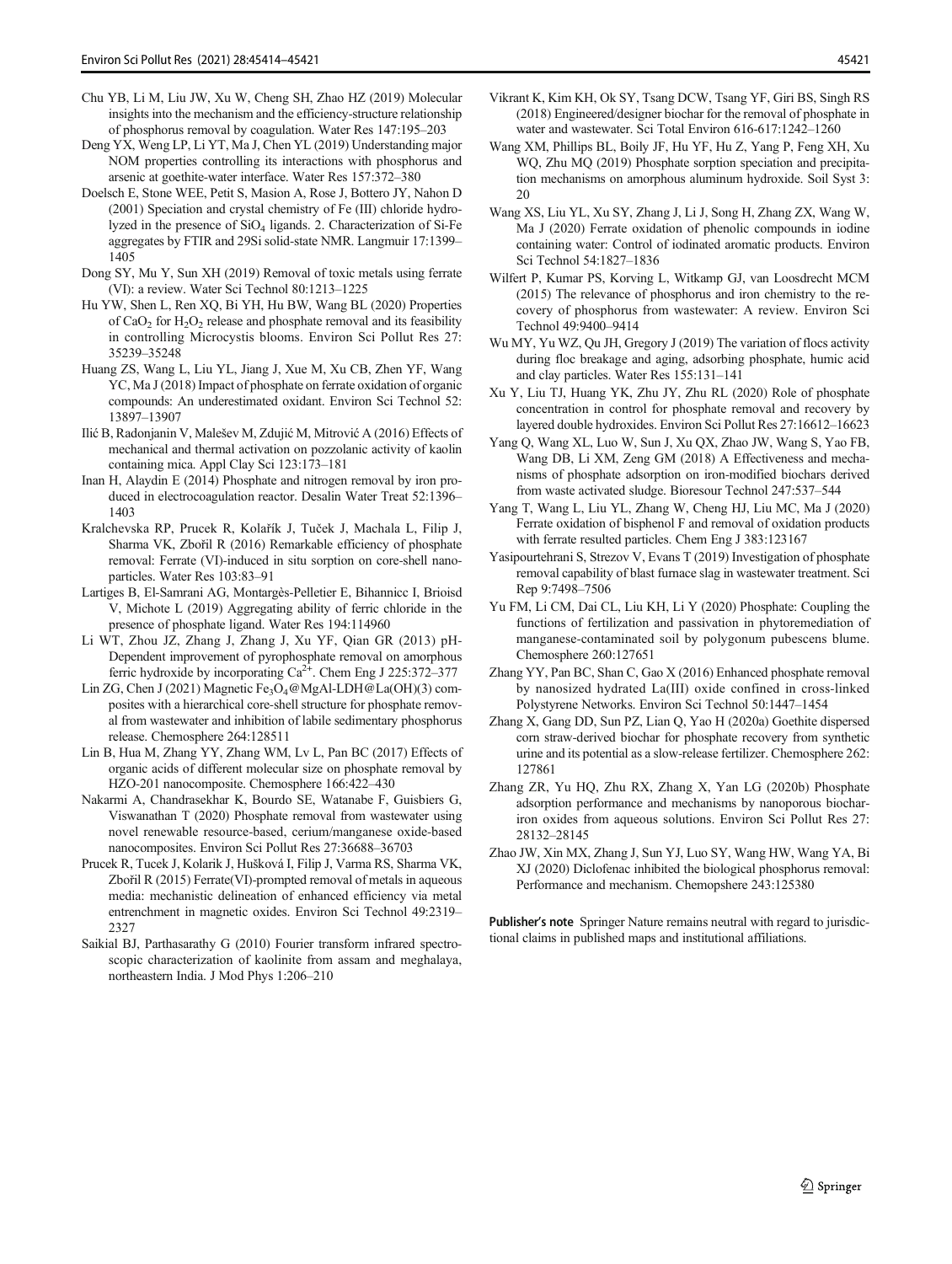Chu YB, Li M, Liu JW, Xu W, Cheng SH, Zhao HZ (2019) Molecular insights into the mechanism and the efficiency-structure relationship of phosphorus removal by coagulation. Water Res 147:195–203

Deng YX, Weng LP, Li YT, Ma J, Chen YL (2019) Understanding major NOM properties controlling its interactions with phosphorus and arsenic at goethite-water interface. Water Res 157:372–380

Doelsch E, Stone WEE, Petit S, Masion A, Rose J, Bottero JY, Nahon D (2001) Speciation and crystal chemistry of Fe (III) chloride hydrolyzed in the presence of $SiO_4$ ligands. 2. Characterization of Si-Fe aggregates by FTIR and 29Si solid-state NMR. Langmuir 17:1399–1405

Dong SY, Mu Y, Sun XH (2019) Removal of toxic metals using ferrate (VI): a review. Water Sci Technol 80:1213–1225

Hu YW, Shen L, Ren XQ, Bi YH, Hu BW, Wang BL (2020) Properties of $CaO_2$ for $H_2O_2$ release and phosphate removal and its feasibility in controlling Microcystis blooms. Environ Sci Pollut Res 27: 35239–35248

Huang ZS, Wang L, Liu YL, Jiang J, Xue M, Xu CB, Zhen YF, Wang YC, Ma J (2018) Impact of phosphate on ferrate oxidation of organic compounds: An underestimated oxidant. Environ Sci Technol 52: 13897–13907

Ilić B, Radonjanin V, Malešev M, Zdujić M, Mitrović A (2016) Effects of mechanical and thermal activation on pozzolanic activity of kaolin containing mica. Appl Clay Sci 123:173–181

Inan H, Alaydin E (2014) Phosphate and nitrogen removal by iron produced in electrocoagulation reactor. Desalin Water Treat 52:1396–1403

Kralchevska RP, Prucek R, Kolařík J, Tuček J, Machala L, Filip J, Sharma VK, Zbořil R (2016) Remarkable efficiency of phosphate removal: Ferrate (VI)-induced in situ sorption on core-shell nanoparticles. Water Res 103:83–91

Lartiges B, El-Samrani AG, Montargès-Pelletier E, Bihannicc I, Brioisd V, Michote L (2019) Aggregating ability of ferric chloride in the presence of phosphate ligand. Water Res 194:114960

Li WT, Zhou JZ, Zhang J, Zhang J, Xu YF, Qian GR (2013) pH-Dependent improvement of pyrophosphate removal on amorphous ferric hydroxide by incorporating $Ca^{2+}$. Chem Eng J 225:372–377

Lin ZG, Chen J (2021) Magnetic $Fe_3O_4$@MgAl-LDH@La(OH)(3) composites with a hierarchical core-shell structure for phosphate removal from wastewater and inhibition of labile sedimentary phosphorus release. Chemosphere 264:128511

Lin B, Hua M, Zhang YY, Zhang WM, Lv L, Pan BC (2017) Effects of organic acids of different molecular size on phosphate removal by HZO-201 nanocomposite. Chemosphere 166:422–430

Nakarmi A, Chandrasekhar K, Bourdo SE, Watanabe F, Guisbiers G, Viswanathan T (2020) Phosphate removal from wastewater using novel renewable resource-based, cerium/manganese oxide-based nanocomposites. Environ Sci Pollut Res 27:36688–36703

Prucek R, Tucek J, Kolarik J, Hušková I, Filip J, Varma RS, Sharma VK, Zbořil R (2015) Ferrate(VI)-prompted removal of metals in aqueous media: mechanistic delineation of enhanced efficiency via metal entrenchment in magnetic oxides. Environ Sci Technol 49:2319–2327

Saikial BJ, Parthasarathy G (2010) Fourier transform infrared spectroscopic characterization of kaolinite from assam and meghalaya, northeastern India. J Mod Phys 1:206–210

Vikrant K, Kim KH, Ok SY, Tsang DCW, Tsang YF, Giri BS, Singh RS (2018) Engineered/designer biochar for the removal of phosphate in water and wastewater. Sci Total Environ 616-617:1242–1260

Wang XM, Phillips BL, Boily JF, Hu YF, Hu Z, Yang P, Feng XH, Xu WQ, Zhu MQ (2019) Phosphate sorption speciation and precipitation mechanisms on amorphous aluminum hydroxide. Soil Syst 3: 20

Wang XS, Liu YL, Xu SY, Zhang J, Li J, Song H, Zhang ZX, Wang W, Ma J (2020) Ferrate oxidation of phenolic compounds in iodine containing water: Control of iodinated aromatic products. Environ Sci Technol 54:1827–1836

Wilfert P, Kumar PS, Korving L, Witkamp GJ, van Loosdrecht MCM (2015) The relevance of phosphorus and iron chemistry to the recovery of phosphorus from wastewater: A review. Environ Sci Technol 49:9400–9414

Wu MY, Yu WZ, Qu JH, Gregory J (2019) The variation of flocs activity during floc breakage and aging, adsorbing phosphate, humic acid and clay particles. Water Res 155:131–141

Xu Y, Liu TJ, Huang YK, Zhu JY, Zhu RL (2020) Role of phosphate concentration in control for phosphate removal and recovery by layered double hydroxides. Environ Sci Pollut Res 27:16612–16623

Yang Q, Wang XL, Luo W, Sun J, Xu QX, Zhao JW, Wang S, Yao FB, Wang DB, Li XM, Zeng GM (2018) A Effectiveness and mechanisms of phosphate adsorption on iron-modified biochars derived from waste activated sludge. Bioresour Technol 247:537–544

Yang T, Wang L, Liu YL, Zhang W, Cheng HJ, Liu MC, Ma J (2020) Ferrate oxidation of bisphenol F and removal of oxidation products with ferrate resulted particles. Chem Eng J 383:123167

Yasipourtehrani S, Strezov V, Evans T (2019) Investigation of phosphate removal capability of blast furnace slag in wastewater treatment. Sci Rep 9:7498–7506

Yu FM, Li CM, Dai CL, Liu KH, Li Y (2020) Phosphate: Coupling the functions of fertilization and passivation in phytoremediation of manganese-contaminated soil by polygonum pubescens blume. Chemosphere 260:127651

Zhang YY, Pan BC, Shan C, Gao X (2016) Enhanced phosphate removal by nanosized hydrated La(III) oxide confined in cross-linked Polystyrene Networks. Environ Sci Technol 50:1447–1454

Zhang X, Gang DD, Sun PZ, Lian Q, Yao H (2020a) Goethite dispersed corn straw-derived biochar for phosphate recovery from synthetic urine and its potential as a slow-release fertilizer. Chemosphere 262: 127861

Zhang ZR, Yu HQ, Zhu RX, Zhang X, Yan LG (2020b) Phosphate adsorption performance and mechanisms by nanoporous biochar-iron oxides from aqueous solutions. Environ Sci Pollut Res 27: 28132–28145

Zhao JW, Xin MX, Zhang J, Sun YJ, Luo SY, Wang HW, Wang YA, Bi XJ (2020) Diclofenac inhibited the biological phosphorus removal: Performance and mechanism. Chemopshere 243:125380

**Publisher's note** Springer Nature remains neutral with regard to jurisdictional claims in published maps and institutional affiliations.